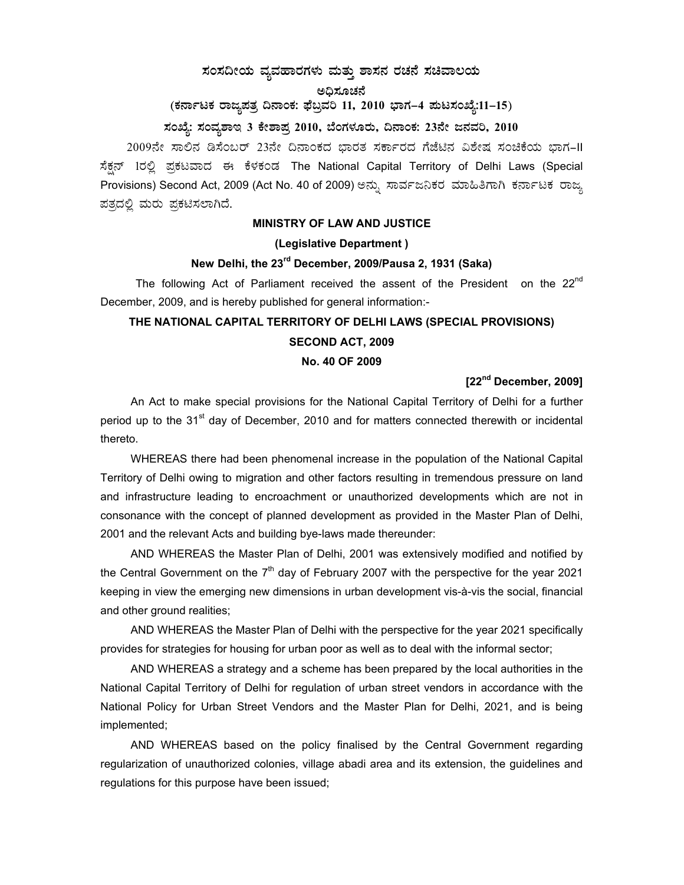# ಸಂಸದೀಯ ವ್ಯವಹಾರಗಳು ಮತ್ತು ಶಾಸನ ರಚನೆ ಸಚಿವಾಲಯ

**ಅಧಿಸೂಚನೆ**

**(ಕರ್ನಾಟಕ ರಾಜ್ಯಪತ್ರ ದಿನಾಂಕ: ಫೆಬ್ರವರಿ 11, 2010 ಭಾಗ–4 ಪುಟಸಂಖ್ಯೆ:11–15)**

**ಸಂಖ್ಯೆ: ಸಂವ್ಯಶಾಇ 3 ಕೇಶಾಪ್ರ 2010, ಬೆಂಗಳೂರು, ದಿನಾಂಕ: 23ನೇ ಜನವರಿ, 2010**

2009ನೇ ಸಾಲಿನ ಡಿಸೆಂಬರ್ 23ನೇ ದಿನಾಂಕದ ಭಾರತ ಸರ್ಕಾರದ ಗೆಜೆಟಿನ ವಿಶೇಷ ಸಂಚಿಕೆಯ ಭಾಗ–II ಸೆಕ್ಷನ್ 1ರಲ್ಲಿ ಪ್ರಕಟವಾದ ಈ ಕೆಳಕಂಡ The National Capital Territory of Delhi Laws (Special Provisions) Second Act, 2009 (Act No. 40 of 2009) ಅನ್ನು ಸಾರ್ವಜನಿಕರ ಮಾಹಿತಿಗಾಗಿ ಕರ್ನಾಟಕ ರಾಜ್ಯ ಪತ್ರದಲ್ಲಿ ಮರು ಪ್ರಕಟಿಸಲಾಗಿದೆ.

**MINISTRY OF LAW AND JUSTICE**

**(Legislative Department )**

**New Delhi, the 23rd December, 2009/Pausa 2, 1931 (Saka)**

The following Act of Parliament received the assent of the President on the 22nd December, 2009, and is hereby published for general information:-

## THE NATIONAL CAPITAL TERRITORY OF DELHI LAWS (SPECIAL PROVISIONS) SECOND ACT, 2009

**No. 40 OF 2009**

**[22nd December, 2009]**

An Act to make special provisions for the National Capital Territory of Delhi for a further period up to the 31st day of December, 2010 and for matters connected therewith or incidental thereto.

WHEREAS there had been phenomenal increase in the population of the National Capital Territory of Delhi owing to migration and other factors resulting in tremendous pressure on land and infrastructure leading to encroachment or unauthorized developments which are not in consonance with the concept of planned development as provided in the Master Plan of Delhi, 2001 and the relevant Acts and building bye-laws made thereunder:

AND WHEREAS the Master Plan of Delhi, 2001 was extensively modified and notified by the Central Government on the 7th day of February 2007 with the perspective for the year 2021 keeping in view the emerging new dimensions in urban development vis-à-vis the social, financial and other ground realities;

AND WHEREAS the Master Plan of Delhi with the perspective for the year 2021 specifically provides for strategies for housing for urban poor as well as to deal with the informal sector;

AND WHEREAS a strategy and a scheme has been prepared by the local authorities in the National Capital Territory of Delhi for regulation of urban street vendors in accordance with the National Policy for Urban Street Vendors and the Master Plan for Delhi, 2021, and is being implemented;

AND WHEREAS based on the policy finalised by the Central Government regarding regularization of unauthorized colonies, village abadi area and its extension, the guidelines and regulations for this purpose have been issued;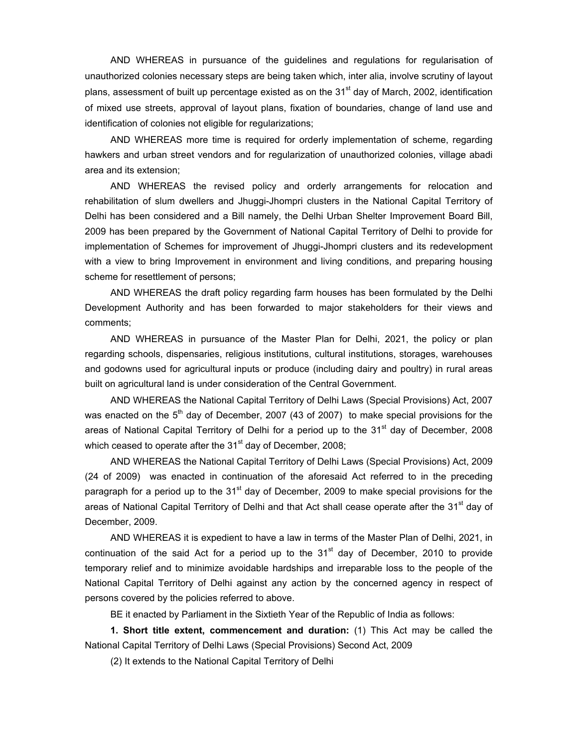AND WHEREAS in pursuance of the guidelines and regulations for regularisation of unauthorized colonies necessary steps are being taken which, inter alia, involve scrutiny of layout plans, assessment of built up percentage existed as on the 31st day of March, 2002, identification of mixed use streets, approval of layout plans, fixation of boundaries, change of land use and identification of colonies not eligible for regularizations;

AND WHEREAS more time is required for orderly implementation of scheme, regarding hawkers and urban street vendors and for regularization of unauthorized colonies, village abadi area and its extension;

AND WHEREAS the revised policy and orderly arrangements for relocation and rehabilitation of slum dwellers and Jhuggi-Jhompri clusters in the National Capital Territory of Delhi has been considered and a Bill namely, the Delhi Urban Shelter Improvement Board Bill, 2009 has been prepared by the Government of National Capital Territory of Delhi to provide for implementation of Schemes for improvement of Jhuggi-Jhompri clusters and its redevelopment with a view to bring Improvement in environment and living conditions, and preparing housing scheme for resettlement of persons;

AND WHEREAS the draft policy regarding farm houses has been formulated by the Delhi Development Authority and has been forwarded to major stakeholders for their views and comments;

AND WHEREAS in pursuance of the Master Plan for Delhi, 2021, the policy or plan regarding schools, dispensaries, religious institutions, cultural institutions, storages, warehouses and godowns used for agricultural inputs or produce (including dairy and poultry) in rural areas built on agricultural land is under consideration of the Central Government.

AND WHEREAS the National Capital Territory of Delhi Laws (Special Provisions) Act, 2007 was enacted on the 5th day of December, 2007 (43 of 2007) to make special provisions for the areas of National Capital Territory of Delhi for a period up to the 31st day of December, 2008 which ceased to operate after the 31st day of December, 2008;

AND WHEREAS the National Capital Territory of Delhi Laws (Special Provisions) Act, 2009 (24 of 2009) was enacted in continuation of the aforesaid Act referred to in the preceding paragraph for a period up to the 31st day of December, 2009 to make special provisions for the areas of National Capital Territory of Delhi and that Act shall cease operate after the 31st day of December, 2009.

AND WHEREAS it is expedient to have a law in terms of the Master Plan of Delhi, 2021, in continuation of the said Act for a period up to the 31st day of December, 2010 to provide temporary relief and to minimize avoidable hardships and irreparable loss to the people of the National Capital Territory of Delhi against any action by the concerned agency in respect of persons covered by the policies referred to above.

BE it enacted by Parliament in the Sixtieth Year of the Republic of India as follows:

**1. Short title extent, commencement and duration:** (1) This Act may be called the National Capital Territory of Delhi Laws (Special Provisions) Second Act, 2009

(2) It extends to the National Capital Territory of Delhi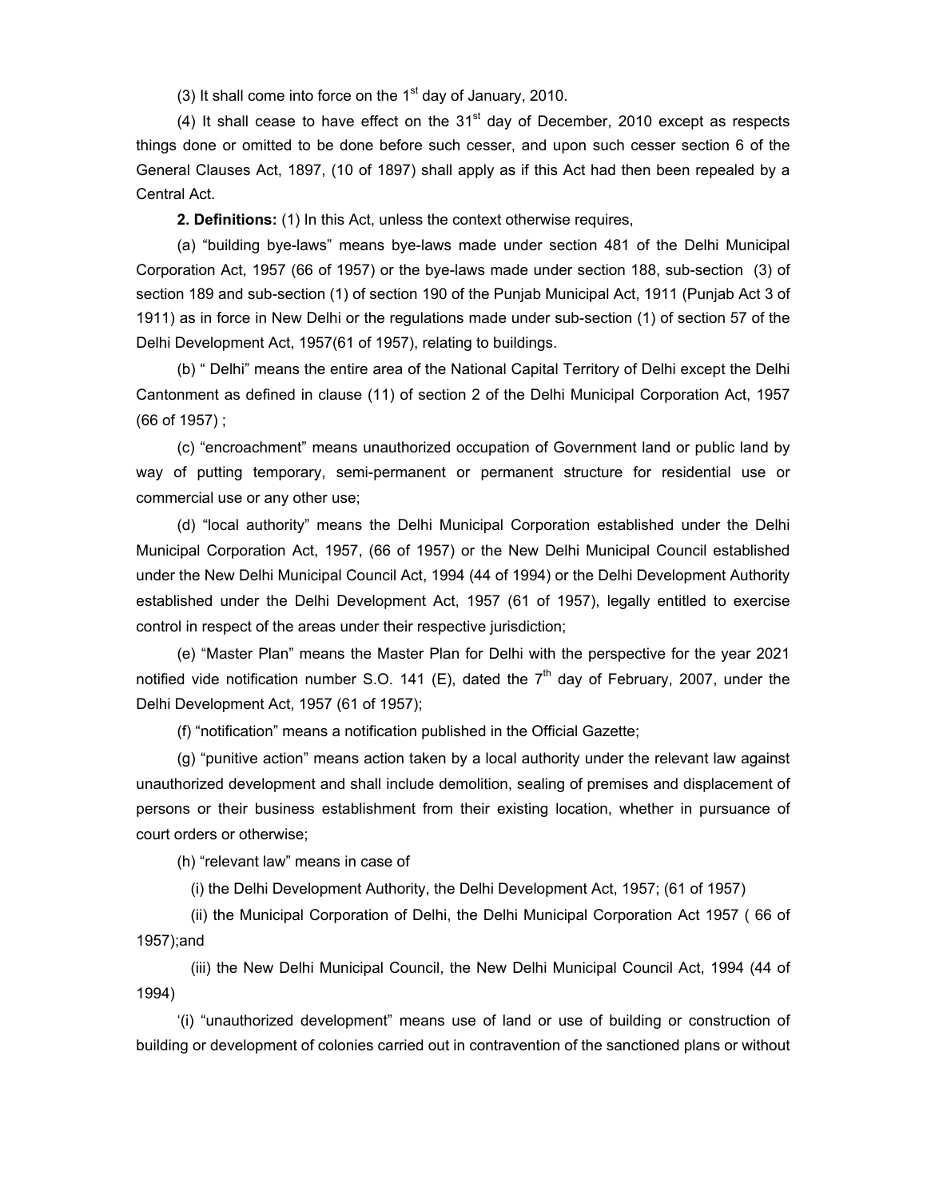(3) It shall come into force on the 1st day of January, 2010.

(4) It shall cease to have effect on the 31st day of December, 2010 except as respects things done or omitted to be done before such cesser, and upon such cesser section 6 of the General Clauses Act, 1897, (10 of 1897) shall apply as if this Act had then been repealed by a Central Act.

**2. Definitions:** (1) In this Act, unless the context otherwise requires,

(a) "building bye-laws" means bye-laws made under section 481 of the Delhi Municipal Corporation Act, 1957 (66 of 1957) or the bye-laws made under section 188, sub-section (3) of section 189 and sub-section (1) of section 190 of the Punjab Municipal Act, 1911 (Punjab Act 3 of 1911) as in force in New Delhi or the regulations made under sub-section (1) of section 57 of the Delhi Development Act, 1957(61 of 1957), relating to buildings.

(b) " Delhi" means the entire area of the National Capital Territory of Delhi except the Delhi Cantonment as defined in clause (11) of section 2 of the Delhi Municipal Corporation Act, 1957 (66 of 1957) ;

(c) "encroachment" means unauthorized occupation of Government land or public land by way of putting temporary, semi-permanent or permanent structure for residential use or commercial use or any other use;

(d) "local authority" means the Delhi Municipal Corporation established under the Delhi Municipal Corporation Act, 1957, (66 of 1957) or the New Delhi Municipal Council established under the New Delhi Municipal Council Act, 1994 (44 of 1994) or the Delhi Development Authority established under the Delhi Development Act, 1957 (61 of 1957), legally entitled to exercise control in respect of the areas under their respective jurisdiction;

(e) "Master Plan" means the Master Plan for Delhi with the perspective for the year 2021 notified vide notification number S.O. 141 (E), dated the 7th day of February, 2007, under the Delhi Development Act, 1957 (61 of 1957);

(f) "notification" means a notification published in the Official Gazette;

(g) "punitive action" means action taken by a local authority under the relevant law against unauthorized development and shall include demolition, sealing of premises and displacement of persons or their business establishment from their existing location, whether in pursuance of court orders or otherwise;

(h) "relevant law" means in case of

(i) the Delhi Development Authority, the Delhi Development Act, 1957; (61 of 1957)

(ii) the Municipal Corporation of Delhi, the Delhi Municipal Corporation Act 1957 ( 66 of 1957);and

(iii) the New Delhi Municipal Council, the New Delhi Municipal Council Act, 1994 (44 of 1994)

'(i) "unauthorized development" means use of land or use of building or construction of building or development of colonies carried out in contravention of the sanctioned plans or without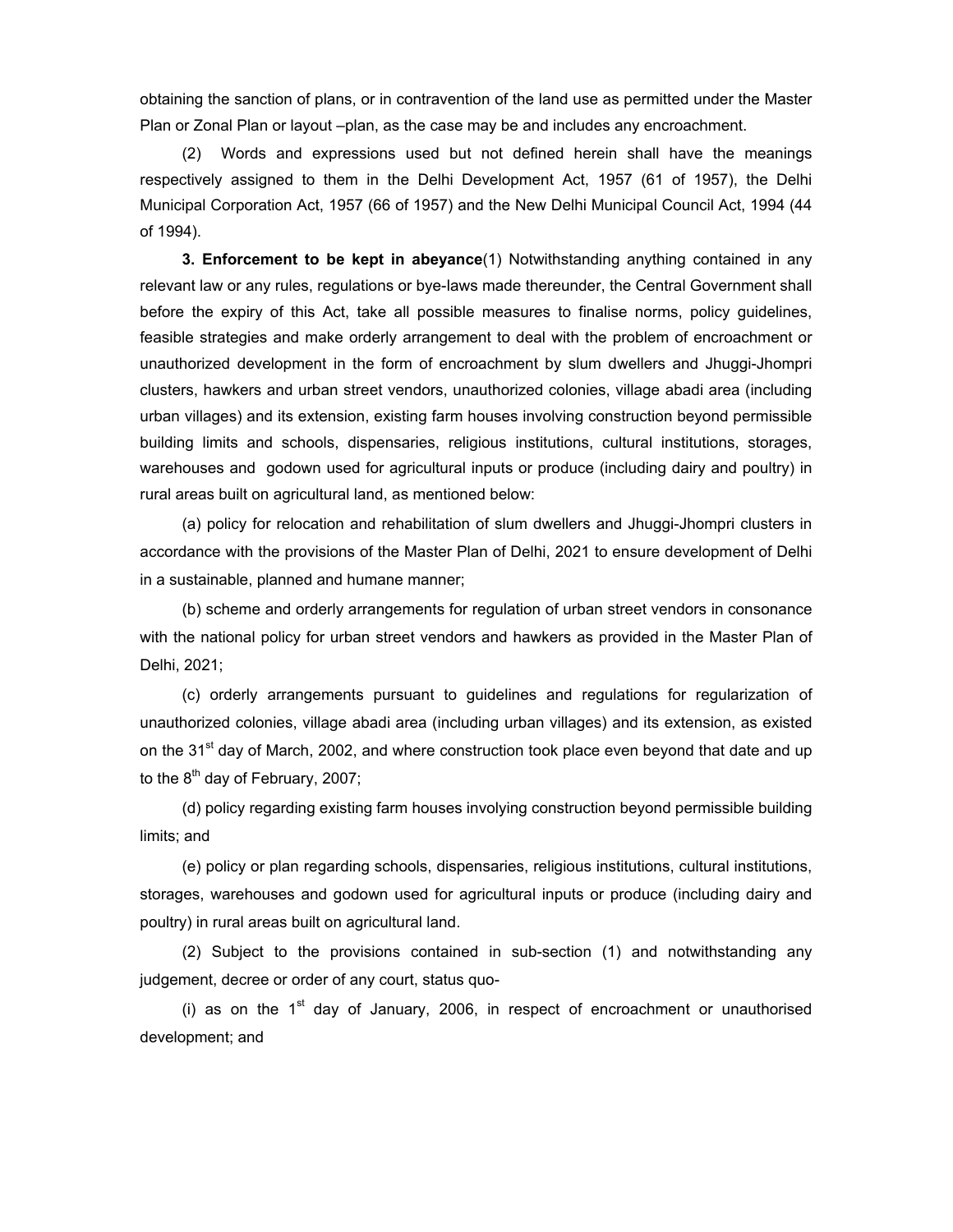obtaining the sanction of plans, or in contravention of the land use as permitted under the Master Plan or Zonal Plan or layout –plan, as the case may be and includes any encroachment.

(2) Words and expressions used but not defined herein shall have the meanings respectively assigned to them in the Delhi Development Act, 1957 (61 of 1957), the Delhi Municipal Corporation Act, 1957 (66 of 1957) and the New Delhi Municipal Council Act, 1994 (44 of 1994).

**3. Enforcement to be kept in abeyance**(1) Notwithstanding anything contained in any relevant law or any rules, regulations or bye-laws made thereunder, the Central Government shall before the expiry of this Act, take all possible measures to finalise norms, policy guidelines, feasible strategies and make orderly arrangement to deal with the problem of encroachment or unauthorized development in the form of encroachment by slum dwellers and Jhuggi-Jhompri clusters, hawkers and urban street vendors, unauthorized colonies, village abadi area (including urban villages) and its extension, existing farm houses involving construction beyond permissible building limits and schools, dispensaries, religious institutions, cultural institutions, storages, warehouses and godown used for agricultural inputs or produce (including dairy and poultry) in rural areas built on agricultural land, as mentioned below:

(a) policy for relocation and rehabilitation of slum dwellers and Jhuggi-Jhompri clusters in accordance with the provisions of the Master Plan of Delhi, 2021 to ensure development of Delhi in a sustainable, planned and humane manner;

(b) scheme and orderly arrangements for regulation of urban street vendors in consonance with the national policy for urban street vendors and hawkers as provided in the Master Plan of Delhi, 2021;

(c) orderly arrangements pursuant to guidelines and regulations for regularization of unauthorized colonies, village abadi area (including urban villages) and its extension, as existed on the 31st day of March, 2002, and where construction took place even beyond that date and up to the 8th day of February, 2007;

(d) policy regarding existing farm houses involving construction beyond permissible building limits; and

(e) policy or plan regarding schools, dispensaries, religious institutions, cultural institutions, storages, warehouses and godown used for agricultural inputs or produce (including dairy and poultry) in rural areas built on agricultural land.

(2) Subject to the provisions contained in sub-section (1) and notwithstanding any judgement, decree or order of any court, status quo-

(i) as on the 1st day of January, 2006, in respect of encroachment or unauthorised development; and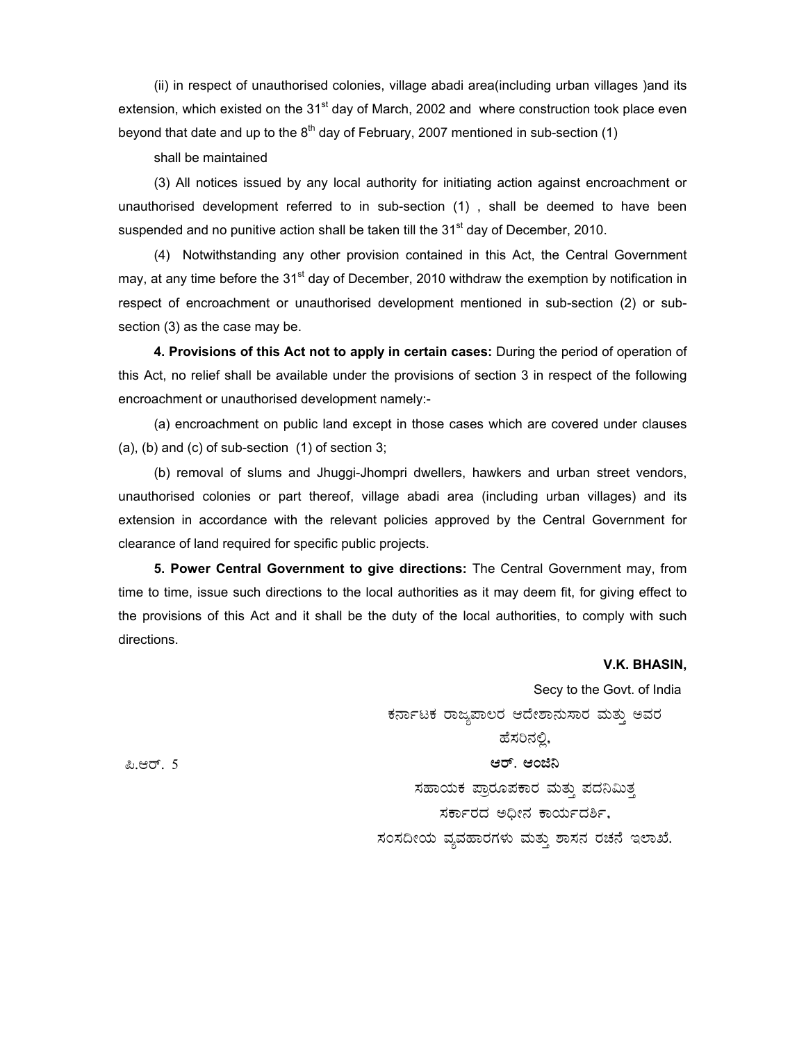(ii) in respect of unauthorised colonies, village abadi area(including urban villages )and its extension, which existed on the 31st day of March, 2002 and where construction took place even beyond that date and up to the 8th day of February, 2007 mentioned in sub-section (1)

shall be maintained

(3) All notices issued by any local authority for initiating action against encroachment or unauthorised development referred to in sub-section (1) , shall be deemed to have been suspended and no punitive action shall be taken till the 31st day of December, 2010.

(4) Notwithstanding any other provision contained in this Act, the Central Government may, at any time before the 31st day of December, 2010 withdraw the exemption by notification in respect of encroachment or unauthorised development mentioned in sub-section (2) or sub-section (3) as the case may be.

**4. Provisions of this Act not to apply in certain cases:** During the period of operation of this Act, no relief shall be available under the provisions of section 3 in respect of the following encroachment or unauthorised development namely:-

(a) encroachment on public land except in those cases which are covered under clauses (a), (b) and (c) of sub-section (1) of section 3;

(b) removal of slums and Jhuggi-Jhompri dwellers, hawkers and urban street vendors, unauthorised colonies or part thereof, village abadi area (including urban villages) and its extension in accordance with the relevant policies approved by the Central Government for clearance of land required for specific public projects.

**5. Power Central Government to give directions:** The Central Government may, from time to time, issue such directions to the local authorities as it may deem fit, for giving effect to the provisions of this Act and it shall be the duty of the local authorities, to comply with such directions.

**V.K. BHASIN,**

Secy to the Govt. of India

ಕರ್ನಾಟಕ ರಾಜ್ಯಪಾಲರ ಆದೇಶಾನುಸಾರ ಮತ್ತು ಅವರ ಹೆಸರಿನಲ್ಲಿ,

ಪಿ.ಆರ್. 5

**ಆರ್. ಆಂಜಿನಿ**

ಸಹಾಯಕ ಪ್ರಾರೂಪಕಾರ ಮತ್ತು ಪದನಿಮಿತ್ತ ಸರ್ಕಾರದ ಅಧೀನ ಕಾರ್ಯದರ್ಶಿ,

ಸಂಸದೀಯ ವ್ಯವಹಾರಗಳು ಮತ್ತು ಶಾಸನ ರಚನೆ ಇಲಾಖೆ.